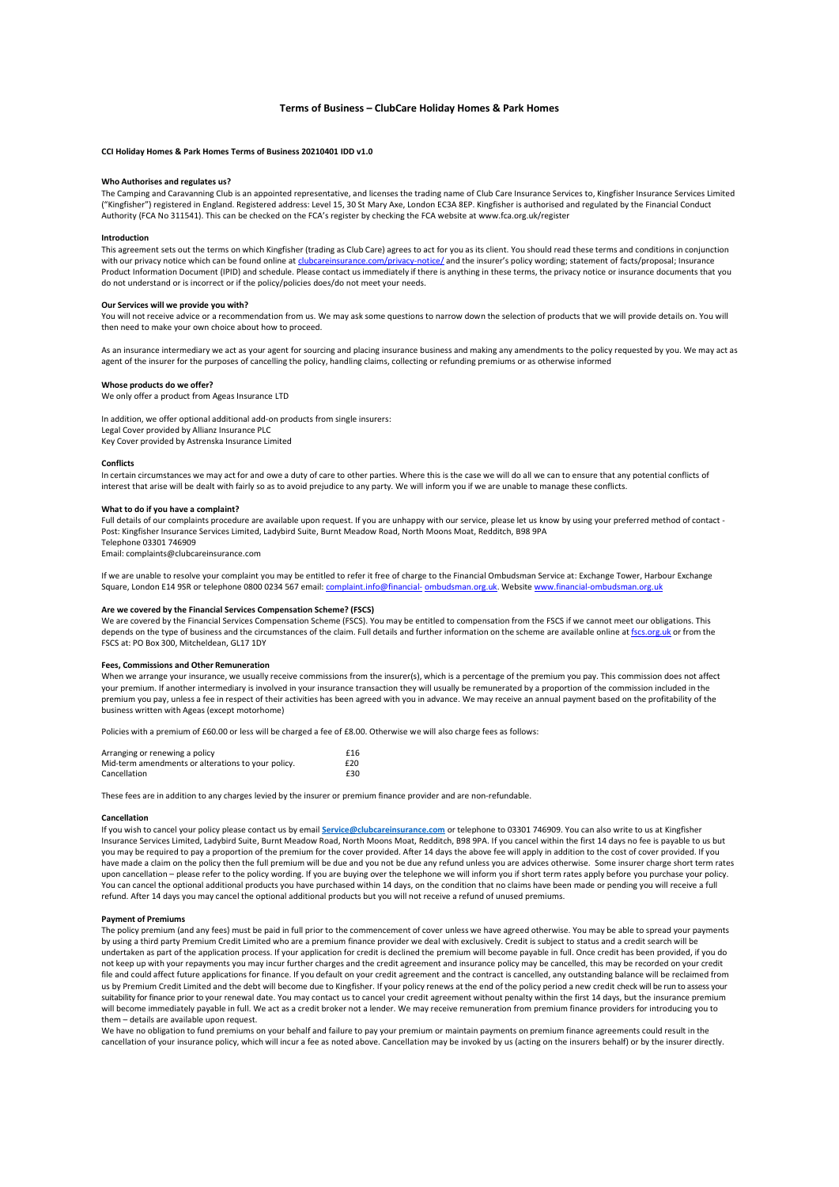# Terms of Business – ClubCare Holiday Homes & Park Homes

**CCI Holiday Homes & Park Homes Terms of Business 20210401 IDD v1.0**

**Who Authorises and regulates us?**

The Camping and Caravanning Club is an appointed representative, and licenses the trading name of Club Care Insurance Services to, Kingfisher Insurance Services Limited ("Kingfisher") registered in England. Registered address: Level 15, 30 St Mary Axe, London EC3A 8EP. Kingfisher is authorised and regulated by the Financial Conduct Authority (FCA No 311541). This can be checked on the FCA's register by checking the FCA website at www.fca.org.uk/register

**Introduction**

This agreement sets out the terms on which Kingfisher (trading as Club Care) agrees to act for you as its client. You should read these terms and conditions in conjunction with our privacy notice which can be found online at clubcareinsurance.com/privacy-notice/ and the insurer's policy wording; statement of facts/proposal; Insurance Product Information Document (IPID) and schedule. Please contact us immediately if there is anything in these terms, the privacy notice or insurance documents that you do not understand or is incorrect or if the policy/policies does/do not meet your needs.

**Our Services will we provide you with?**

You will not receive advice or a recommendation from us. We may ask some questions to narrow down the selection of products that we will provide details on. You will then need to make your own choice about how to proceed.

As an insurance intermediary we act as your agent for sourcing and placing insurance business and making any amendments to the policy requested by you. We may act as agent of the insurer for the purposes of cancelling the policy, handling claims, collecting or refunding premiums or as otherwise informed

**Whose products do we offer?**

We only offer a product from Ageas Insurance LTD

In addition, we offer optional additional add-on products from single insurers:
Legal Cover provided by Allianz Insurance PLC
Key Cover provided by Astrenska Insurance Limited

**Conflicts**

In certain circumstances we may act for and owe a duty of care to other parties. Where this is the case we will do all we can to ensure that any potential conflicts of interest that arise will be dealt with fairly so as to avoid prejudice to any party. We will inform you if we are unable to manage these conflicts.

**What to do if you have a complaint?**

Full details of our complaints procedure are available upon request. If you are unhappy with our service, please let us know by using your preferred method of contact - Post: Kingfisher Insurance Services Limited, Ladybird Suite, Burnt Meadow Road, North Moons Moat, Redditch, B98 9PA
Telephone 03301 746909
Email: complaints@clubcareinsurance.com

If we are unable to resolve your complaint you may be entitled to refer it free of charge to the Financial Ombudsman Service at: Exchange Tower, Harbour Exchange Square, London E14 9SR or telephone 0800 0234 567 email: complaint.info@financial- ombudsman.org.uk. Website www.financial-ombudsman.org.uk

**Are we covered by the Financial Services Compensation Scheme? (FSCS)**

We are covered by the Financial Services Compensation Scheme (FSCS). You may be entitled to compensation from the FSCS if we cannot meet our obligations. This depends on the type of business and the circumstances of the claim. Full details and further information on the scheme are available online at fscs.org.uk or from the FSCS at: PO Box 300, Mitcheldean, GL17 1DY

**Fees, Commissions and Other Remuneration**

When we arrange your insurance, we usually receive commissions from the insurer(s), which is a percentage of the premium you pay. This commission does not affect your premium. If another intermediary is involved in your insurance transaction they will usually be remunerated by a proportion of the commission included in the premium you pay, unless a fee in respect of their activities has been agreed with you in advance. We may receive an annual payment based on the profitability of the business written with Ageas (except motorhome)

Policies with a premium of £60.00 or less will be charged a fee of £8.00. Otherwise we will also charge fees as follows:

| | |
|---|---|
| Arranging or renewing a policy | £16 |
| Mid-term amendments or alterations to your policy. | £20 |
| Cancellation | £30 |

These fees are in addition to any charges levied by the insurer or premium finance provider and are non-refundable.

**Cancellation**

If you wish to cancel your policy please contact us by email **Service@clubcareinsurance.com** or telephone to 03301 746909. You can also write to us at Kingfisher Insurance Services Limited, Ladybird Suite, Burnt Meadow Road, North Moons Moat, Redditch, B98 9PA. If you cancel within the first 14 days no fee is payable to us but you may be required to pay a proportion of the premium for the cover provided. After 14 days the above fee will apply in addition to the cost of cover provided. If you have made a claim on the policy then the full premium will be due and you not be due any refund unless you are advices otherwise. Some insurer charge short term rates upon cancellation – please refer to the policy wording. If you are buying over the telephone we will inform you if short term rates apply before you purchase your policy. You can cancel the optional additional products you have purchased within 14 days, on the condition that no claims have been made or pending you will receive a full refund. After 14 days you may cancel the optional additional products but you will not receive a refund of unused premiums.

**Payment of Premiums**

The policy premium (and any fees) must be paid in full prior to the commencement of cover unless we have agreed otherwise. You may be able to spread your payments by using a third party Premium Credit Limited who are a premium finance provider we deal with exclusively. Credit is subject to status and a credit search will be undertaken as part of the application process. If your application for credit is declined the premium will become payable in full. Once credit has been provided, if you do not keep up with your repayments you may incur further charges and the credit agreement and insurance policy may be cancelled, this may be recorded on your credit file and could affect future applications for finance. If you default on your credit agreement and the contract is cancelled, any outstanding balance will be reclaimed from us by Premium Credit Limited and the debt will become due to Kingfisher. If your policy renews at the end of the policy period a new credit check will be run to assess your suitability for finance prior to your renewal date. You may contact us to cancel your credit agreement without penalty within the first 14 days, but the insurance premium will become immediately payable in full. We act as a credit broker not a lender. We may receive remuneration from premium finance providers for introducing you to them – details are available upon request.

We have no obligation to fund premiums on your behalf and failure to pay your premium or maintain payments on premium finance agreements could result in the cancellation of your insurance policy, which will incur a fee as noted above. Cancellation may be invoked by us (acting on the insurers behalf) or by the insurer directly.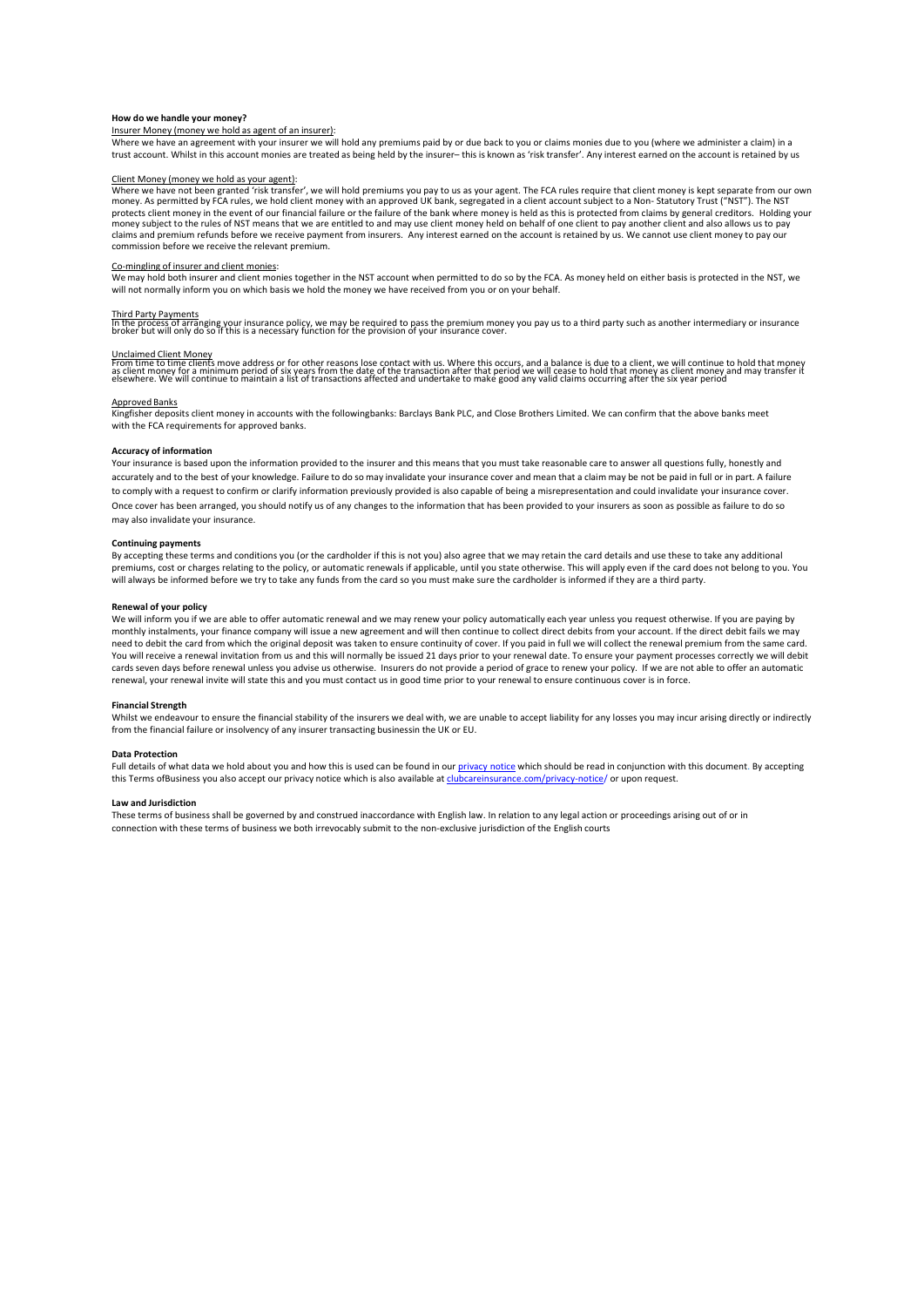## How do we handle your money?

Insurer Money (money we hold as agent of an insurer):

Where we have an agreement with your insurer we will hold any premiums paid by or due back to you or claims monies due to you (where we administer a claim) in a trust account. Whilst in this account monies are treated as being held by the insurer– this is known as 'risk transfer'. Any interest earned on the account is retained by us

Client Money (money we hold as your agent):

Where we have not been granted 'risk transfer', we will hold premiums you pay to us as your agent. The FCA rules require that client money is kept separate from our own money. As permitted by FCA rules, we hold client money with an approved UK bank, segregated in a client account subject to a Non- Statutory Trust ("NST"). The NST protects client money in the event of our financial failure or the failure of the bank where money is held as this is protected from claims by general creditors. Holding your money subject to the rules of NST means that we are entitled to and may use client money held on behalf of one client to pay another client and also allows us to pay claims and premium refunds before we receive payment from insurers. Any interest earned on the account is retained by us. We cannot use client money to pay our commission before we receive the relevant premium.

Co-mingling of insurer and client monies:

We may hold both insurer and client monies together in the NST account when permitted to do so by the FCA. As money held on either basis is protected in the NST, we will not normally inform you on which basis we hold the money we have received from you or on your behalf.

Third Party Payments

In the process of arranging your insurance policy, we may be required to pass the premium money you pay us to a third party such as another intermediary or insurance broker but will only do so if this is a necessary function for the provision of your insurance cover.

Unclaimed Client Money

From time to time clients move address or for other reasons lose contact with us. Where this occurs, and a balance is due to a client, we will continue to hold that money as client money for a minimum period of six years from the date of the transaction after that period we will cease to hold that money as client money and may transfer it elsewhere. We will continue to maintain a list of transactions affected and undertake to make good any valid claims occurring after the six year period

Approved Banks

Kingfisher deposits client money in accounts with the followingbanks: Barclays Bank PLC, and Close Brothers Limited. We can confirm that the above banks meet with the FCA requirements for approved banks.

## Accuracy of information

Your insurance is based upon the information provided to the insurer and this means that you must take reasonable care to answer all questions fully, honestly and accurately and to the best of your knowledge. Failure to do so may invalidate your insurance cover and mean that a claim may be not be paid in full or in part. A failure to comply with a request to confirm or clarify information previously provided is also capable of being a misrepresentation and could invalidate your insurance cover. Once cover has been arranged, you should notify us of any changes to the information that has been provided to your insurers as soon as possible as failure to do so may also invalidate your insurance.

## Continuing payments

By accepting these terms and conditions you (or the cardholder if this is not you) also agree that we may retain the card details and use these to take any additional premiums, cost or charges relating to the policy, or automatic renewals if applicable, until you state otherwise. This will apply even if the card does not belong to you. You will always be informed before we try to take any funds from the card so you must make sure the cardholder is informed if they are a third party.

## Renewal of your policy

We will inform you if we are able to offer automatic renewal and we may renew your policy automatically each year unless you request otherwise. If you are paying by monthly instalments, your finance company will issue a new agreement and will then continue to collect direct debits from your account. If the direct debit fails we may need to debit the card from which the original deposit was taken to ensure continuity of cover. If you paid in full we will collect the renewal premium from the same card. You will receive a renewal invitation from us and this will normally be issued 21 days prior to your renewal date. To ensure your payment processes correctly we will debit cards seven days before renewal unless you advise us otherwise. Insurers do not provide a period of grace to renew your policy. If we are not able to offer an automatic renewal, your renewal invite will state this and you must contact us in good time prior to your renewal to ensure continuous cover is in force.

## Financial Strength

Whilst we endeavour to ensure the financial stability of the insurers we deal with, we are unable to accept liability for any losses you may incur arising directly or indirectly from the financial failure or insolvency of any insurer transacting businessin the UK or EU.

## Data Protection

Full details of what data we hold about you and how this is used can be found in our privacy notice which should be read in conjunction with this document. By accepting this Terms ofBusiness you also accept our privacy notice which is also available at clubcareinsurance.com/privacy-notice/ or upon request.

## Law and Jurisdiction

These terms of business shall be governed by and construed inaccordance with English law. In relation to any legal action or proceedings arising out of or in connection with these terms of business we both irrevocably submit to the non-exclusive jurisdiction of the English courts